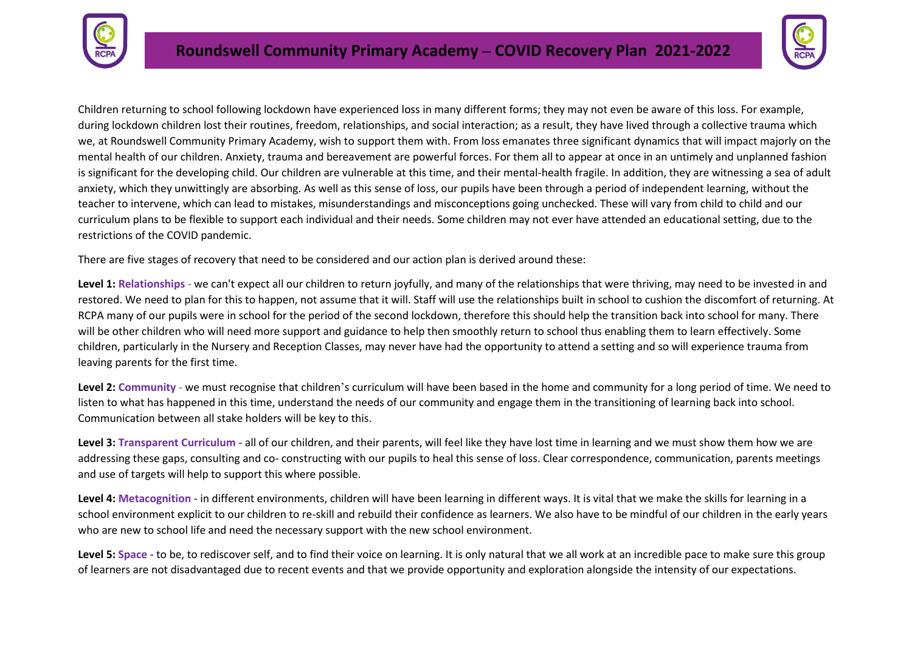# Roundswell Community Primary Academy – COVID Recovery Plan 2021-2022

Children returning to school following lockdown have experienced loss in many different forms; they may not even be aware of this loss. For example, during lockdown children lost their routines, freedom, relationships, and social interaction; as a result, they have lived through a collective trauma which we, at Roundswell Community Primary Academy, wish to support them with. From loss emanates three significant dynamics that will impact majorly on the mental health of our children. Anxiety, trauma and bereavement are powerful forces. For them all to appear at once in an untimely and unplanned fashion is significant for the developing child. Our children are vulnerable at this time, and their mental-health fragile. In addition, they are witnessing a sea of adult anxiety, which they unwittingly are absorbing. As well as this sense of loss, our pupils have been through a period of independent learning, without the teacher to intervene, which can lead to mistakes, misunderstandings and misconceptions going unchecked. These will vary from child to child and our curriculum plans to be flexible to support each individual and their needs. Some children may not ever have attended an educational setting, due to the restrictions of the COVID pandemic.

There are five stages of recovery that need to be considered and our action plan is derived around these:

**Level 1: Relationships** - we can't expect all our children to return joyfully, and many of the relationships that were thriving, may need to be invested in and restored. We need to plan for this to happen, not assume that it will. Staff will use the relationships built in school to cushion the discomfort of returning. At RCPA many of our pupils were in school for the period of the second lockdown, therefore this should help the transition back into school for many. There will be other children who will need more support and guidance to help then smoothly return to school thus enabling them to learn effectively. Some children, particularly in the Nursery and Reception Classes, may never have had the opportunity to attend a setting and so will experience trauma from leaving parents for the first time.

**Level 2: Community** - we must recognise that children's curriculum will have been based in the home and community for a long period of time. We need to listen to what has happened in this time, understand the needs of our community and engage them in the transitioning of learning back into school. Communication between all stake holders will be key to this.

**Level 3: Transparent Curriculum** - all of our children, and their parents, will feel like they have lost time in learning and we must show them how we are addressing these gaps, consulting and co- constructing with our pupils to heal this sense of loss. Clear correspondence, communication, parents meetings and use of targets will help to support this where possible.

**Level 4: Metacognition** - in different environments, children will have been learning in different ways. It is vital that we make the skills for learning in a school environment explicit to our children to re-skill and rebuild their confidence as learners. We also have to be mindful of our children in the early years who are new to school life and need the necessary support with the new school environment.

**Level 5: Space** - to be, to rediscover self, and to find their voice on learning. It is only natural that we all work at an incredible pace to make sure this group of learners are not disadvantaged due to recent events and that we provide opportunity and exploration alongside the intensity of our expectations.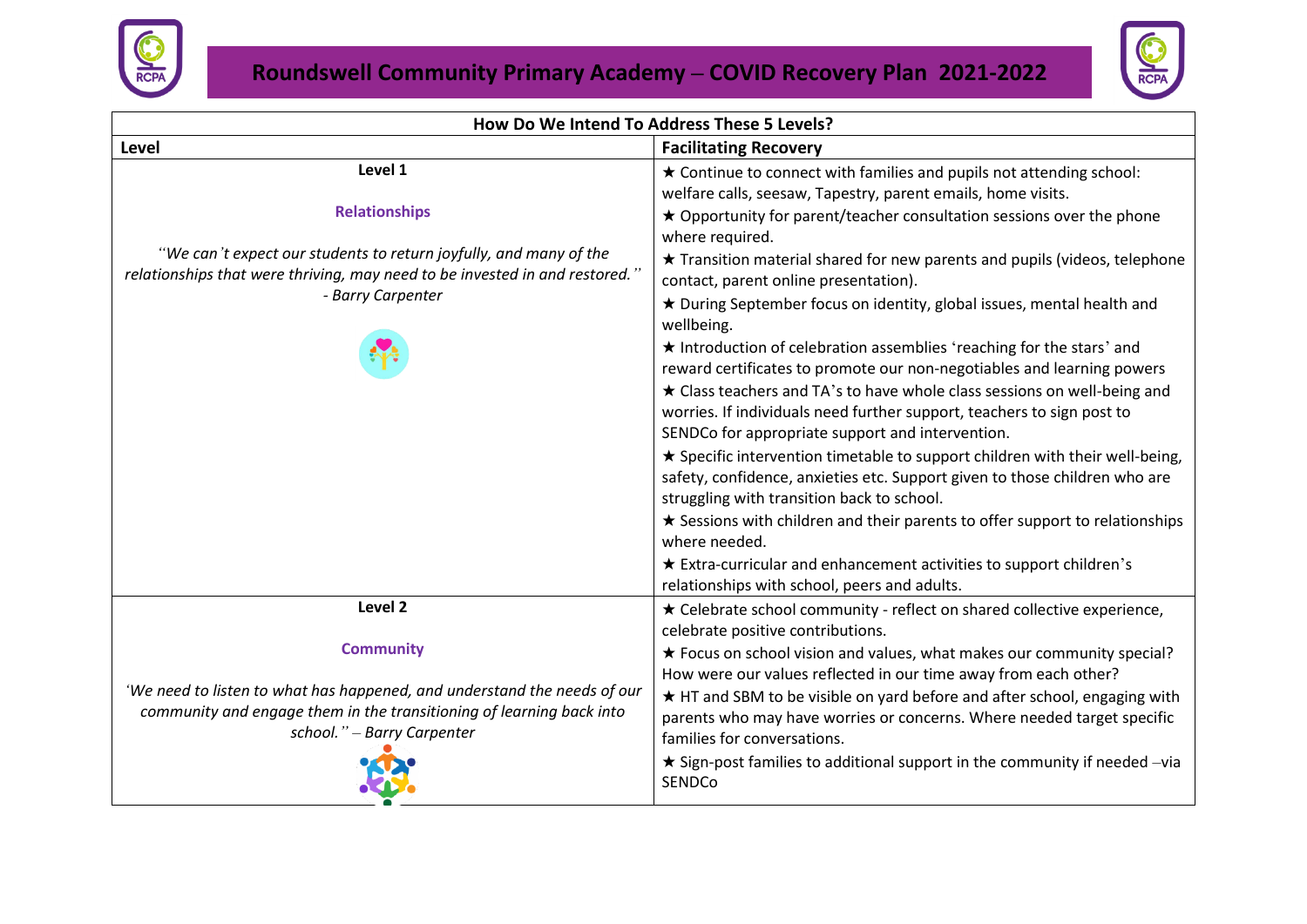# Roundswell Community Primary Academy – COVID Recovery Plan 2021-2022

| How Do We Intend To Address These 5 Levels? | |
|---|---|
| **Level** | **Facilitating Recovery** |
| **Level 1**<br><br>**Relationships**<br><br>*"We can't expect our students to return joyfully, and many of the relationships that were thriving, may need to be invested in and restored." - Barry Carpenter* | ★ Continue to connect with families and pupils not attending school: welfare calls, seesaw, Tapestry, parent emails, home visits.<br>★ Opportunity for parent/teacher consultation sessions over the phone where required.<br>★ Transition material shared for new parents and pupils (videos, telephone contact, parent online presentation).<br>★ During September focus on identity, global issues, mental health and wellbeing.<br>★ Introduction of celebration assemblies 'reaching for the stars' and reward certificates to promote our non-negotiables and learning powers<br>★ Class teachers and TA's to have whole class sessions on well-being and worries. If individuals need further support, teachers to sign post to SENDCo for appropriate support and intervention.<br>★ Specific intervention timetable to support children with their well-being, safety, confidence, anxieties etc. Support given to those children who are struggling with transition back to school.<br>★ Sessions with children and their parents to offer support to relationships where needed.<br>★ Extra-curricular and enhancement activities to support children's relationships with school, peers and adults. |
| **Level 2**<br><br>**Community**<br><br>*'We need to listen to what has happened, and understand the needs of our community and engage them in the transitioning of learning back into school." – Barry Carpenter* | ★ Celebrate school community - reflect on shared collective experience, celebrate positive contributions.<br>★ Focus on school vision and values, what makes our community special? How were our values reflected in our time away from each other?<br>★ HT and SBM to be visible on yard before and after school, engaging with parents who may have worries or concerns. Where needed target specific families for conversations.<br>★ Sign-post families to additional support in the community if needed –via SENDCo |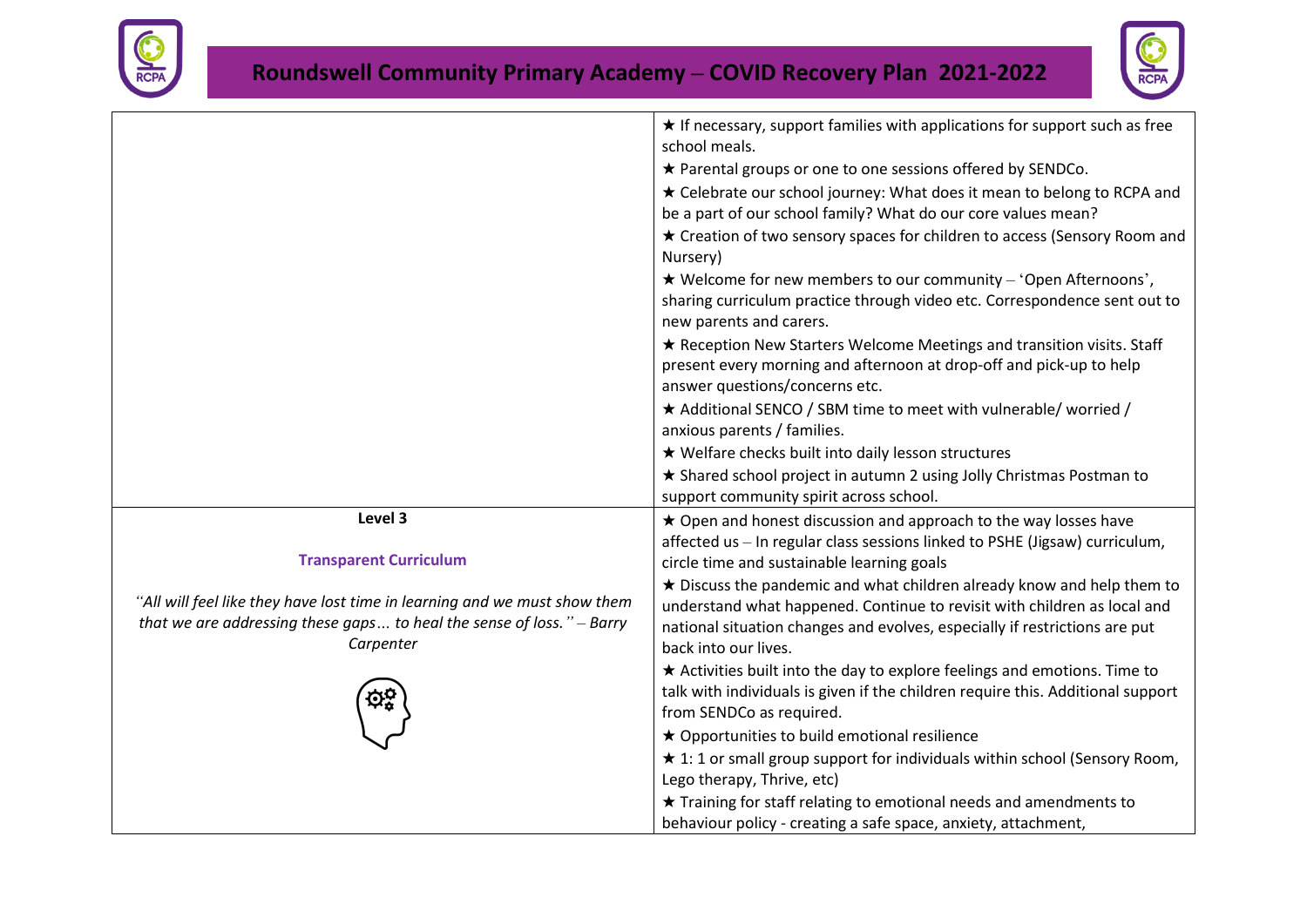| | |
|---|---|
| | ★ If necessary, support families with applications for support such as free school meals.<br>★ Parental groups or one to one sessions offered by SENDCo.<br>★ Celebrate our school journey: What does it mean to belong to RCPA and be a part of our school family? What do our core values mean?<br>★ Creation of two sensory spaces for children to access (Sensory Room and Nursery)<br>★ Welcome for new members to our community – 'Open Afternoons', sharing curriculum practice through video etc. Correspondence sent out to new parents and carers.<br>★ Reception New Starters Welcome Meetings and transition visits. Staff present every morning and afternoon at drop-off and pick-up to help answer questions/concerns etc.<br>★ Additional SENCO / SBM time to meet with vulnerable/ worried / anxious parents / families.<br>★ Welfare checks built into daily lesson structures<br>★ Shared school project in autumn 2 using Jolly Christmas Postman to support community spirit across school. |
| **Level 3**<br><br>**Transparent Curriculum**<br><br>*"All will feel like they have lost time in learning and we must show them that we are addressing these gaps... to heal the sense of loss." – Barry Carpenter* | ★ Open and honest discussion and approach to the way losses have affected us – In regular class sessions linked to PSHE (Jigsaw) curriculum, circle time and sustainable learning goals<br>★ Discuss the pandemic and what children already know and help them to understand what happened. Continue to revisit with children as local and national situation changes and evolves, especially if restrictions are put back into our lives.<br>★ Activities built into the day to explore feelings and emotions. Time to talk with individuals is given if the children require this. Additional support from SENDCo as required.<br>★ Opportunities to build emotional resilience<br>★ 1: 1 or small group support for individuals within school (Sensory Room, Lego therapy, Thrive, etc)<br>★ Training for staff relating to emotional needs and amendments to behaviour policy - creating a safe space, anxiety, attachment, |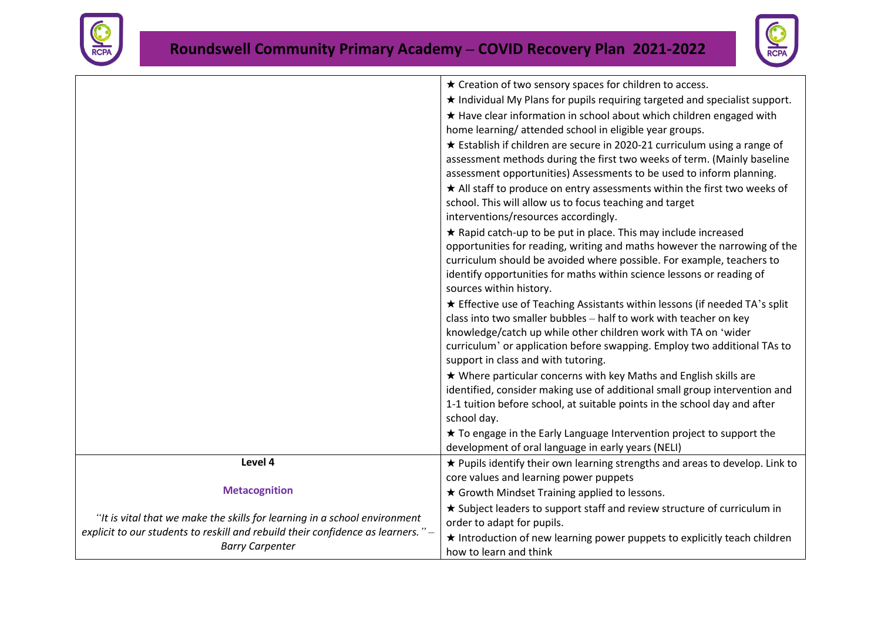| | |
|---|---|
| | ★ Creation of two sensory spaces for children to access.<br>★ Individual My Plans for pupils requiring targeted and specialist support.<br>★ Have clear information in school about which children engaged with home learning/ attended school in eligible year groups.<br>★ Establish if children are secure in 2020-21 curriculum using a range of assessment methods during the first two weeks of term. (Mainly baseline assessment opportunities) Assessments to be used to inform planning.<br>★ All staff to produce on entry assessments within the first two weeks of school. This will allow us to focus teaching and target interventions/resources accordingly.<br>★ Rapid catch-up to be put in place. This may include increased opportunities for reading, writing and maths however the narrowing of the curriculum should be avoided where possible. For example, teachers to identify opportunities for maths within science lessons or reading of sources within history.<br>★ Effective use of Teaching Assistants within lessons (if needed TA's split class into two smaller bubbles – half to work with teacher on key knowledge/catch up while other children work with TA on 'wider curriculum' or application before swapping. Employ two additional TAs to support in class and with tutoring.<br>★ Where particular concerns with key Maths and English skills are identified, consider making use of additional small group intervention and 1-1 tuition before school, at suitable points in the school day and after school day.<br>★ To engage in the Early Language Intervention project to support the development of oral language in early years (NELI) |
| **Level 4**<br><br>**Metacognition**<br><br>*"It is vital that we make the skills for learning in a school environment explicit to our students to reskill and rebuild their confidence as learners." – Barry Carpenter* | ★ Pupils identify their own learning strengths and areas to develop. Link to core values and learning power puppets<br>★ Growth Mindset Training applied to lessons.<br>★ Subject leaders to support staff and review structure of curriculum in order to adapt for pupils.<br>★ Introduction of new learning power puppets to explicitly teach children how to learn and think |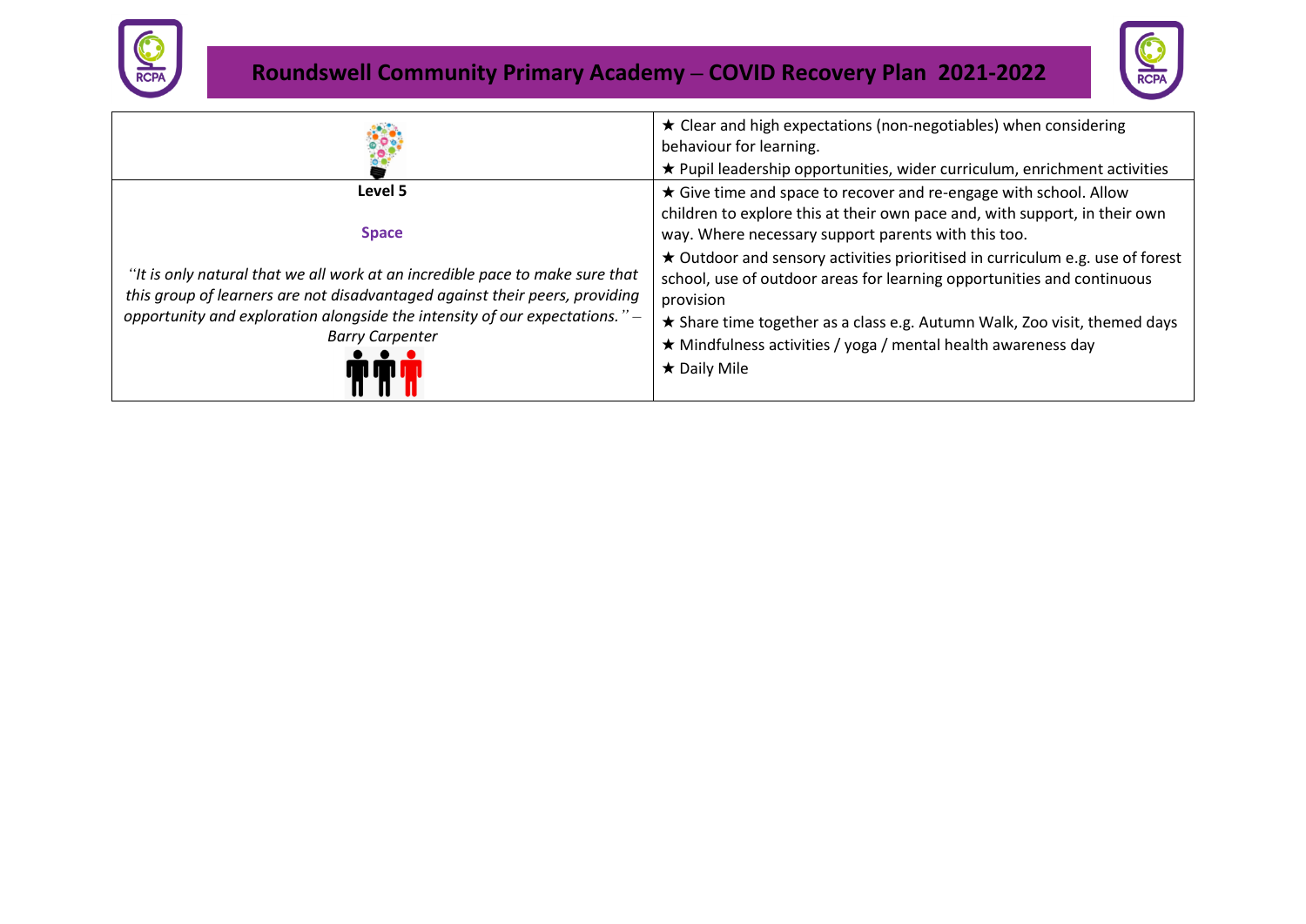| | |
|---|---|
| | ★ Clear and high expectations (non-negotiables) when considering behaviour for learning.<br>★ Pupil leadership opportunities, wider curriculum, enrichment activities |
| **Level 5**<br><br>**Space**<br><br>*"It is only natural that we all work at an incredible pace to make sure that this group of learners are not disadvantaged against their peers, providing opportunity and exploration alongside the intensity of our expectations." – Barry Carpenter* | ★ Give time and space to recover and re-engage with school. Allow children to explore this at their own pace and, with support, in their own way. Where necessary support parents with this too.<br>★ Outdoor and sensory activities prioritised in curriculum e.g. use of forest school, use of outdoor areas for learning opportunities and continuous provision<br>★ Share time together as a class e.g. Autumn Walk, Zoo visit, themed days<br>★ Mindfulness activities / yoga / mental health awareness day<br>★ Daily Mile |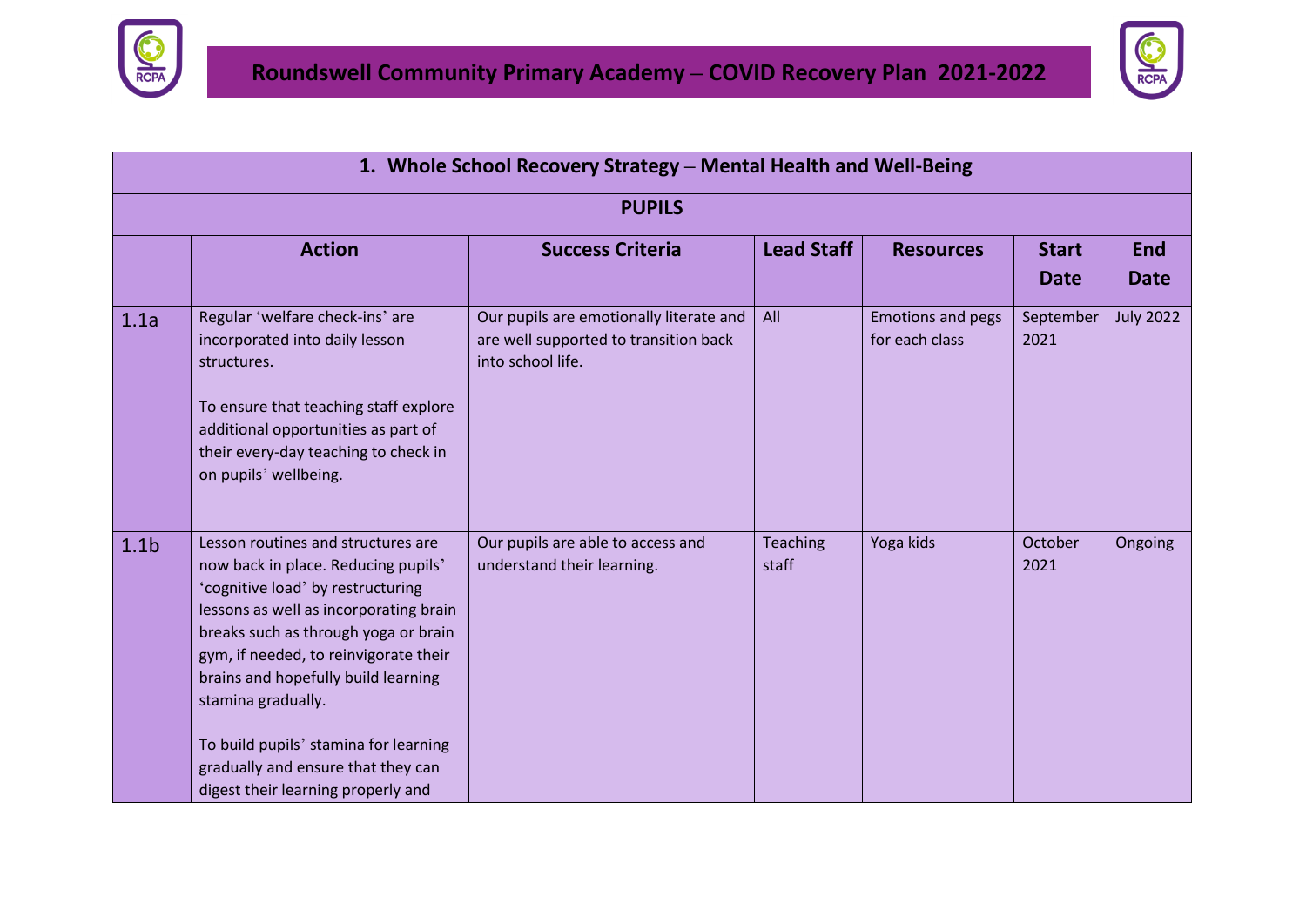# Roundswell Community Primary Academy – COVID Recovery Plan 2021-2022

| 1. Whole School Recovery Strategy – Mental Health and Well-Being | | | | | | |
|---|---|---|---|---|---|---|
| **PUPILS** | | | | | | |
| | **Action** | **Success Criteria** | **Lead Staff** | **Resources** | **Start Date** | **End Date** |
| 1.1a | Regular 'welfare check-ins' are incorporated into daily lesson structures.<br><br>To ensure that teaching staff explore additional opportunities as part of their every-day teaching to check in on pupils' wellbeing. | Our pupils are emotionally literate and are well supported to transition back into school life. | All | Emotions and pegs for each class | September 2021 | July 2022 |
| 1.1b | Lesson routines and structures are now back in place. Reducing pupils' 'cognitive load' by restructuring lessons as well as incorporating brain breaks such as through yoga or brain gym, if needed, to reinvigorate their brains and hopefully build learning stamina gradually.<br><br>To build pupils' stamina for learning gradually and ensure that they can digest their learning properly and | Our pupils are able to access and understand their learning. | Teaching staff | Yoga kids | October 2021 | Ongoing |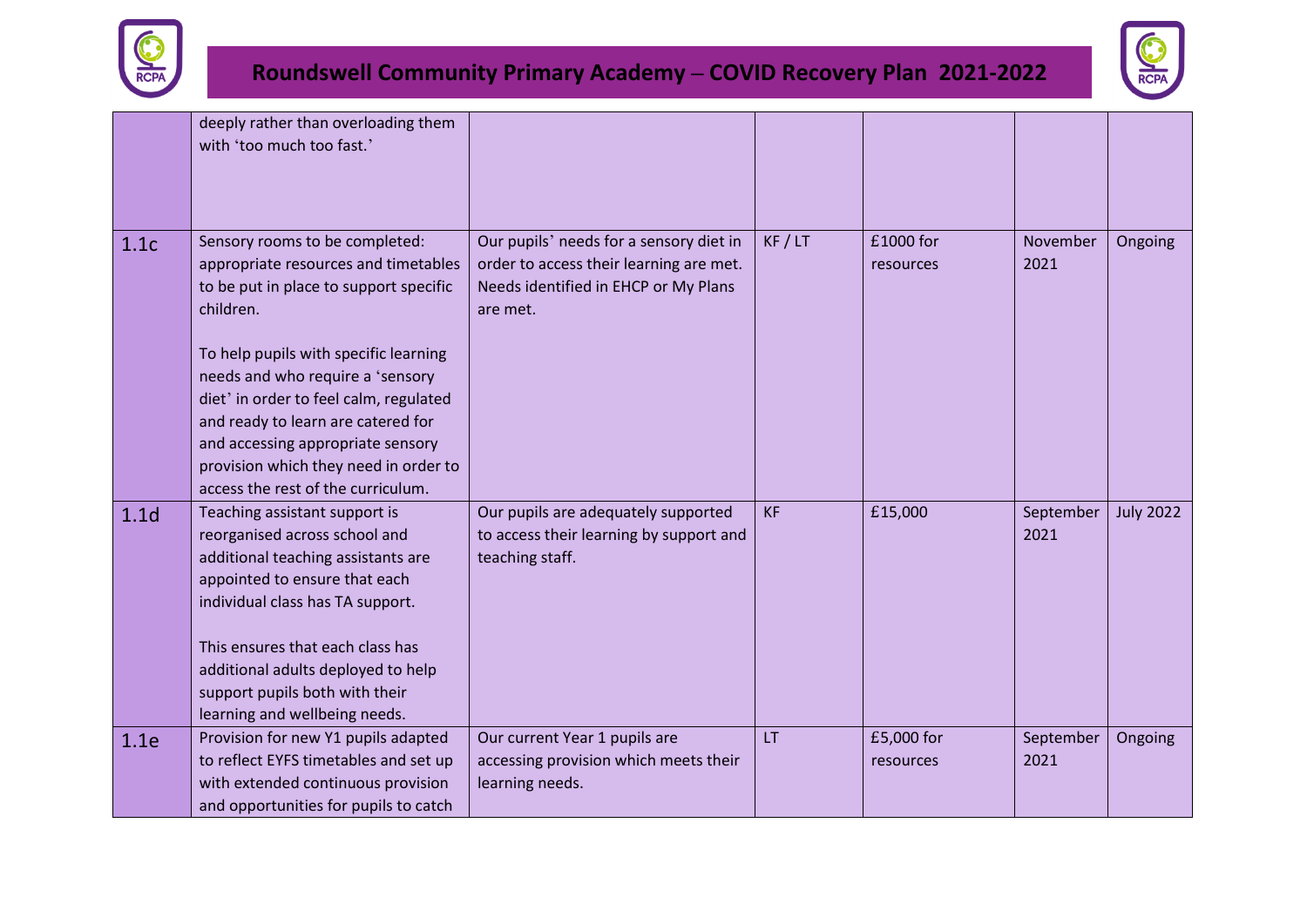| | | | | | | |
|---|---|---|---|---|---|---|
| | deeply rather than overloading them with 'too much too fast.' | | | | | |
| 1.1c | Sensory rooms to be completed: appropriate resources and timetables to be put in place to support specific children.<br><br>To help pupils with specific learning needs and who require a 'sensory diet' in order to feel calm, regulated and ready to learn are catered for and accessing appropriate sensory provision which they need in order to access the rest of the curriculum. | Our pupils' needs for a sensory diet in order to access their learning are met. Needs identified in EHCP or My Plans are met. | KF / LT | £1000 for resources | November 2021 | Ongoing |
| 1.1d | Teaching assistant support is reorganised across school and additional teaching assistants are appointed to ensure that each individual class has TA support.<br><br>This ensures that each class has additional adults deployed to help support pupils both with their learning and wellbeing needs. | Our pupils are adequately supported to access their learning by support and teaching staff. | KF | £15,000 | September 2021 | July 2022 |
| 1.1e | Provision for new Y1 pupils adapted to reflect EYFS timetables and set up with extended continuous provision and opportunities for pupils to catch | Our current Year 1 pupils are accessing provision which meets their learning needs. | LT | £5,000 for resources | September 2021 | Ongoing |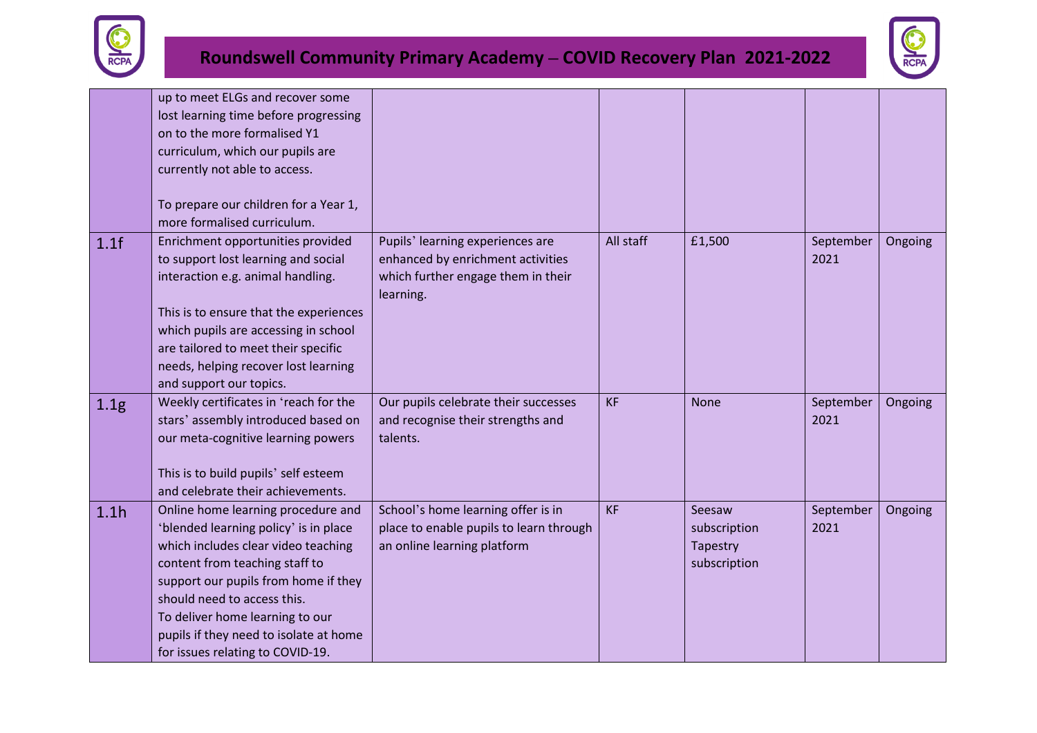# Roundswell Community Primary Academy – COVID Recovery Plan 2021-2022

| | | | | | | |
|---|---|---|---|---|---|---|
| | up to meet ELGs and recover some lost learning time before progressing on to the more formalised Y1 curriculum, which our pupils are currently not able to access.<br><br>To prepare our children for a Year 1, more formalised curriculum. | | | | | |
| 1.1f | Enrichment opportunities provided to support lost learning and social interaction e.g. animal handling.<br><br>This is to ensure that the experiences which pupils are accessing in school are tailored to meet their specific needs, helping recover lost learning and support our topics. | Pupils' learning experiences are enhanced by enrichment activities which further engage them in their learning. | All staff | £1,500 | September 2021 | Ongoing |
| 1.1g | Weekly certificates in 'reach for the stars' assembly introduced based on our meta-cognitive learning powers<br><br>This is to build pupils' self esteem and celebrate their achievements. | Our pupils celebrate their successes and recognise their strengths and talents. | KF | None | September 2021 | Ongoing |
| 1.1h | Online home learning procedure and 'blended learning policy' is in place which includes clear video teaching content from teaching staff to support our pupils from home if they should need to access this.<br>To deliver home learning to our pupils if they need to isolate at home for issues relating to COVID-19. | School's home learning offer is in place to enable pupils to learn through an online learning platform | KF | Seesaw subscription<br>Tapestry subscription | September 2021 | Ongoing |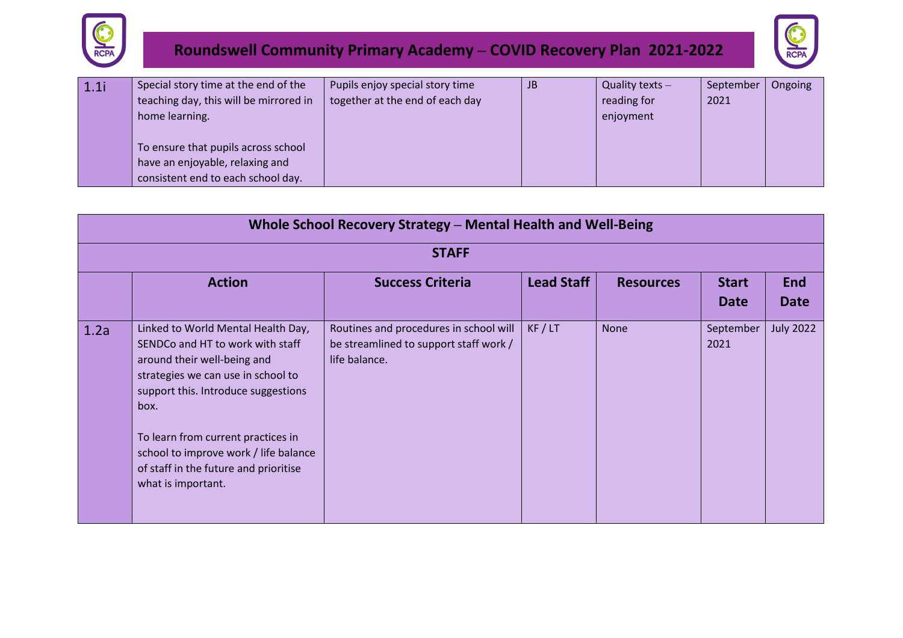| 1.1i | Special story time at the end of the teaching day, this will be mirrored in home learning.<br><br>To ensure that pupils across school have an enjoyable, relaxing and consistent end to each school day. | Pupils enjoy special story time together at the end of each day | JB | Quality texts – reading for enjoyment | September 2021 | Ongoing |
|---|---|---|---|---|---|---|

## Whole School Recovery Strategy – Mental Health and Well-Being

### STAFF

| | Action | Success Criteria | Lead Staff | Resources | Start Date | End Date |
|---|---|---|---|---|---|---|
| 1.2a | Linked to World Mental Health Day, SENDCo and HT to work with staff around their well-being and strategies we can use in school to support this. Introduce suggestions box.<br><br>To learn from current practices in school to improve work / life balance of staff in the future and prioritise what is important. | Routines and procedures in school will be streamlined to support staff work / life balance. | KF / LT | None | September 2021 | July 2022 |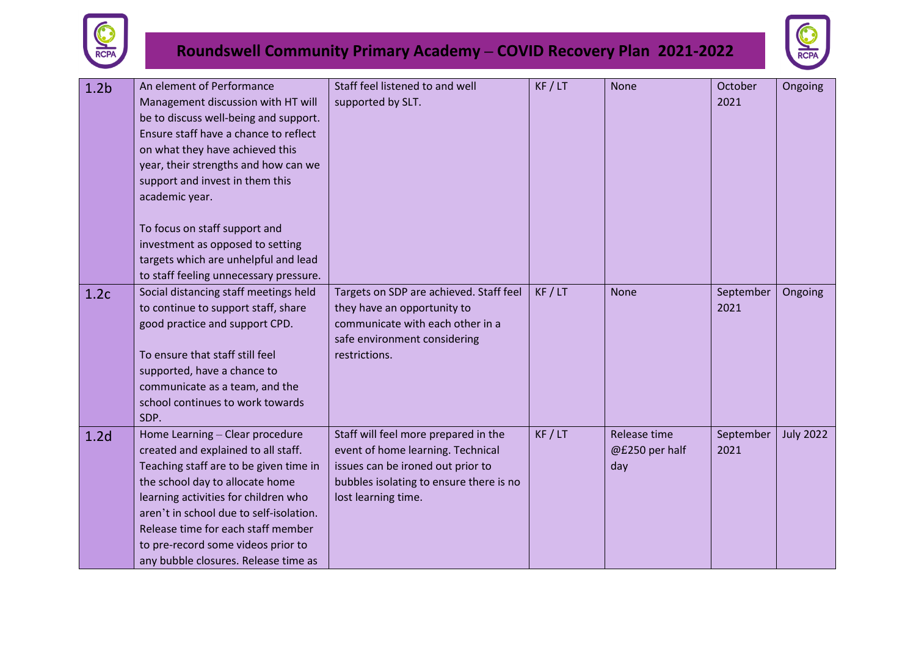## Roundswell Community Primary Academy – COVID Recovery Plan 2021-2022

| | | | | | | |
|---|---|---|---|---|---|---|
| 1.2b | An element of Performance Management discussion with HT will be to discuss well-being and support. Ensure staff have a chance to reflect on what they have achieved this year, their strengths and how can we support and invest in them this academic year.<br><br>To focus on staff support and investment as opposed to setting targets which are unhelpful and lead to staff feeling unnecessary pressure. | Staff feel listened to and well supported by SLT. | KF / LT | None | October 2021 | Ongoing |
| 1.2c | Social distancing staff meetings held to continue to support staff, share good practice and support CPD.<br><br>To ensure that staff still feel supported, have a chance to communicate as a team, and the school continues to work towards SDP. | Targets on SDP are achieved. Staff feel they have an opportunity to communicate with each other in a safe environment considering restrictions. | KF / LT | None | September 2021 | Ongoing |
| 1.2d | Home Learning – Clear procedure created and explained to all staff. Teaching staff are to be given time in the school day to allocate home learning activities for children who aren't in school due to self-isolation. Release time for each staff member to pre-record some videos prior to any bubble closures. Release time as | Staff will feel more prepared in the event of home learning. Technical issues can be ironed out prior to bubbles isolating to ensure there is no lost learning time. | KF / LT | Release time @£250 per half day | September 2021 | July 2022 |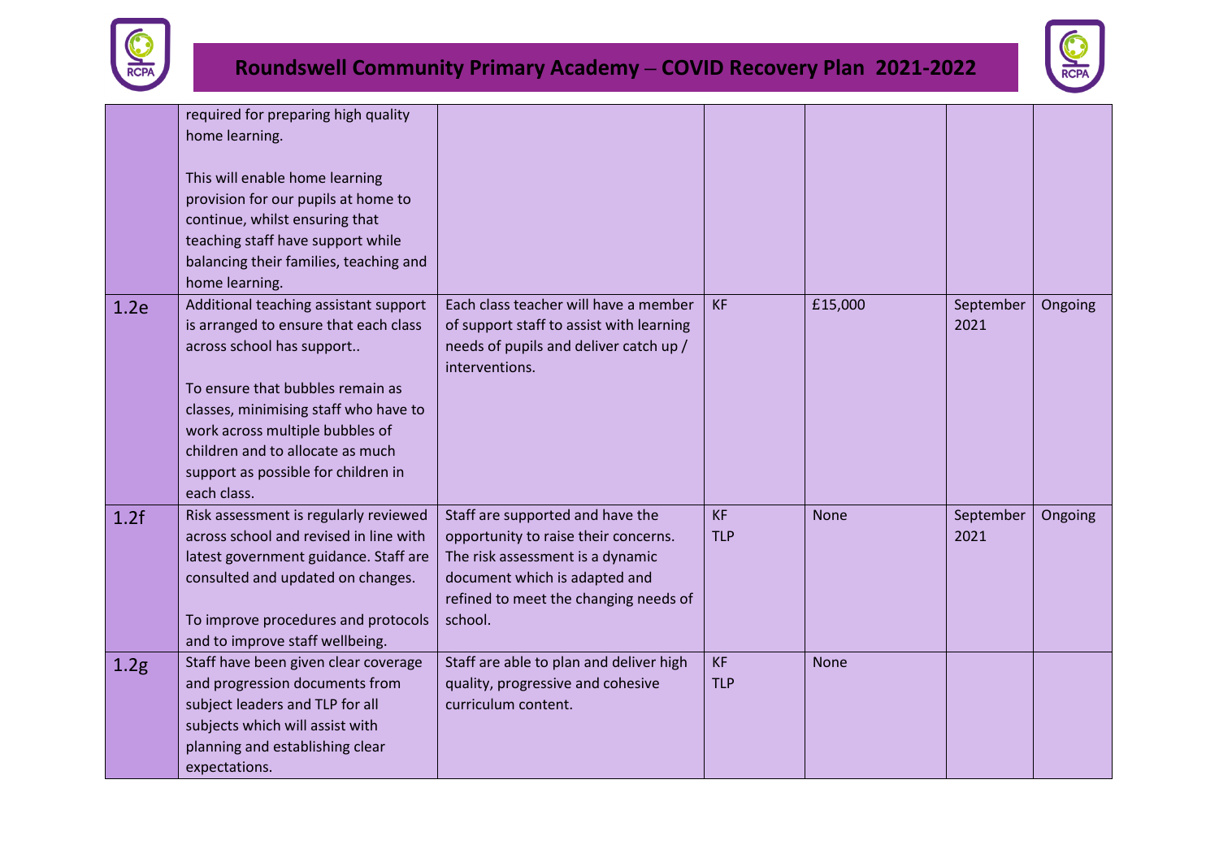| | | | | | | |
|---|---|---|---|---|---|---|
| | required for preparing high quality home learning.<br><br>This will enable home learning provision for our pupils at home to continue, whilst ensuring that teaching staff have support while balancing their families, teaching and home learning. | | | | | |
| 1.2e | Additional teaching assistant support is arranged to ensure that each class across school has support..<br><br>To ensure that bubbles remain as classes, minimising staff who have to work across multiple bubbles of children and to allocate as much support as possible for children in each class. | Each class teacher will have a member of support staff to assist with learning needs of pupils and deliver catch up / interventions. | KF | £15,000 | September 2021 | Ongoing |
| 1.2f | Risk assessment is regularly reviewed across school and revised in line with latest government guidance. Staff are consulted and updated on changes.<br><br>To improve procedures and protocols and to improve staff wellbeing. | Staff are supported and have the opportunity to raise their concerns. The risk assessment is a dynamic document which is adapted and refined to meet the changing needs of school. | KF<br>TLP | None | September 2021 | Ongoing |
| 1.2g | Staff have been given clear coverage and progression documents from subject leaders and TLP for all subjects which will assist with planning and establishing clear expectations. | Staff are able to plan and deliver high quality, progressive and cohesive curriculum content. | KF<br>TLP | None | | |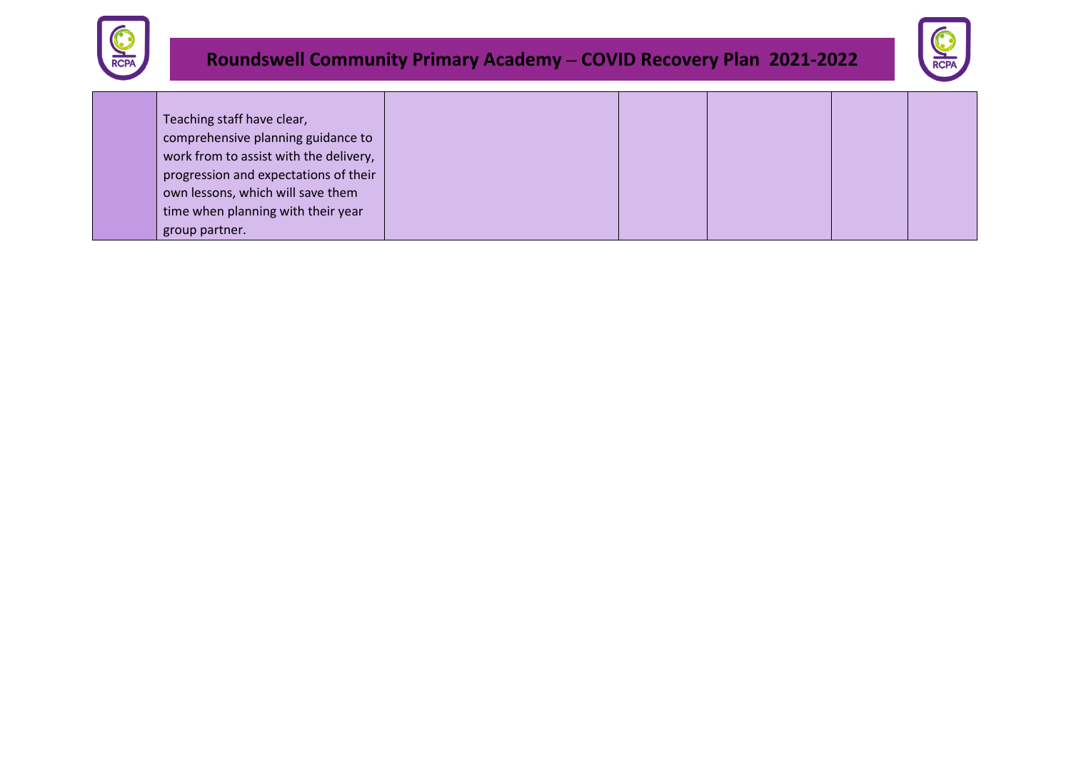| | | | | | | |
|---|---|---|---|---|---|---|
| | Teaching staff have clear, comprehensive planning guidance to work from to assist with the delivery, progression and expectations of their own lessons, which will save them time when planning with their year group partner. | | | | | |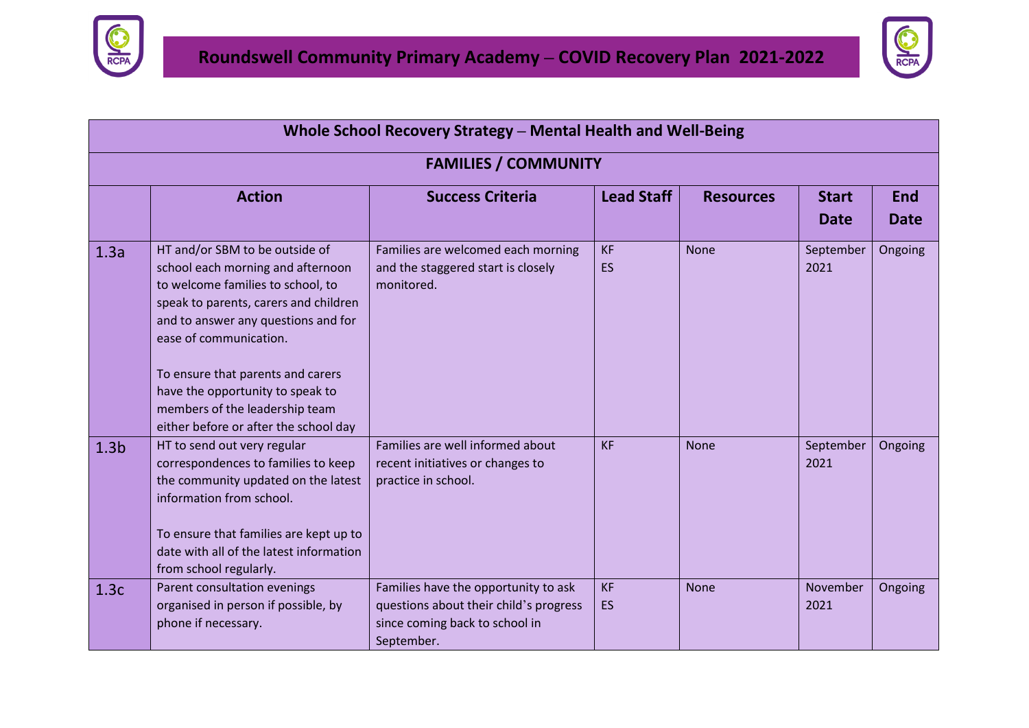# Roundswell Community Primary Academy – COVID Recovery Plan 2021-2022

| Whole School Recovery Strategy – Mental Health and Well-Being | | | | | | |
|---|---|---|---|---|---|---|
| **FAMILIES / COMMUNITY** | | | | | | |
| | **Action** | **Success Criteria** | **Lead Staff** | **Resources** | **Start Date** | **End Date** |
| 1.3a | HT and/or SBM to be outside of school each morning and afternoon to welcome families to school, to speak to parents, carers and children and to answer any questions and for ease of communication.<br><br>To ensure that parents and carers have the opportunity to speak to members of the leadership team either before or after the school day | Families are welcomed each morning and the staggered start is closely monitored. | KF<br>ES | None | September 2021 | Ongoing |
| 1.3b | HT to send out very regular correspondences to families to keep the community updated on the latest information from school.<br><br>To ensure that families are kept up to date with all of the latest information from school regularly. | Families are well informed about recent initiatives or changes to practice in school. | KF | None | September 2021 | Ongoing |
| 1.3c | Parent consultation evenings organised in person if possible, by phone if necessary. | Families have the opportunity to ask questions about their child's progress since coming back to school in September. | KF<br>ES | None | November 2021 | Ongoing |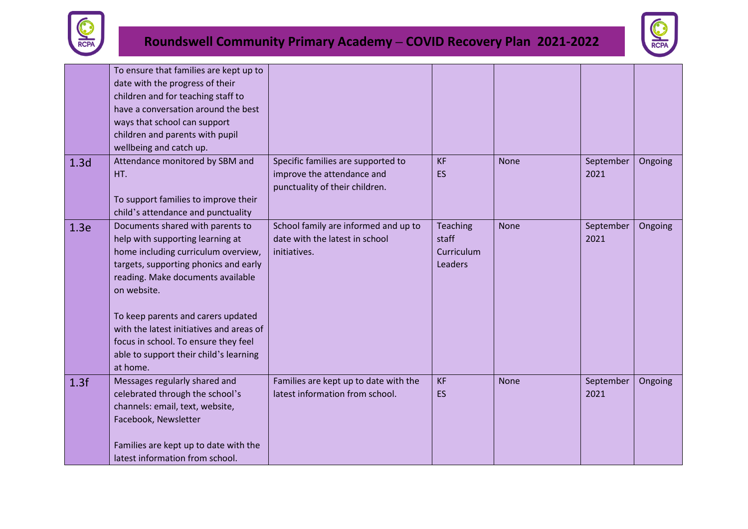| | | | | | | |
|---|---|---|---|---|---|---|
| | To ensure that families are kept up to date with the progress of their children and for teaching staff to have a conversation around the best ways that school can support children and parents with pupil wellbeing and catch up. | | | | | |
| 1.3d | Attendance monitored by SBM and HT.<br><br>To support families to improve their child's attendance and punctuality | Specific families are supported to improve the attendance and punctuality of their children. | KF<br>ES | None | September 2021 | Ongoing |
| 1.3e | Documents shared with parents to help with supporting learning at home including curriculum overview, targets, supporting phonics and early reading. Make documents available on website.<br><br>To keep parents and carers updated with the latest initiatives and areas of focus in school. To ensure they feel able to support their child's learning at home. | School family are informed and up to date with the latest in school initiatives. | Teaching staff<br>Curriculum Leaders | None | September 2021 | Ongoing |
| 1.3f | Messages regularly shared and celebrated through the school's channels: email, text, website, Facebook, Newsletter<br><br>Families are kept up to date with the latest information from school. | Families are kept up to date with the latest information from school. | KF<br>ES | None | September 2021 | Ongoing |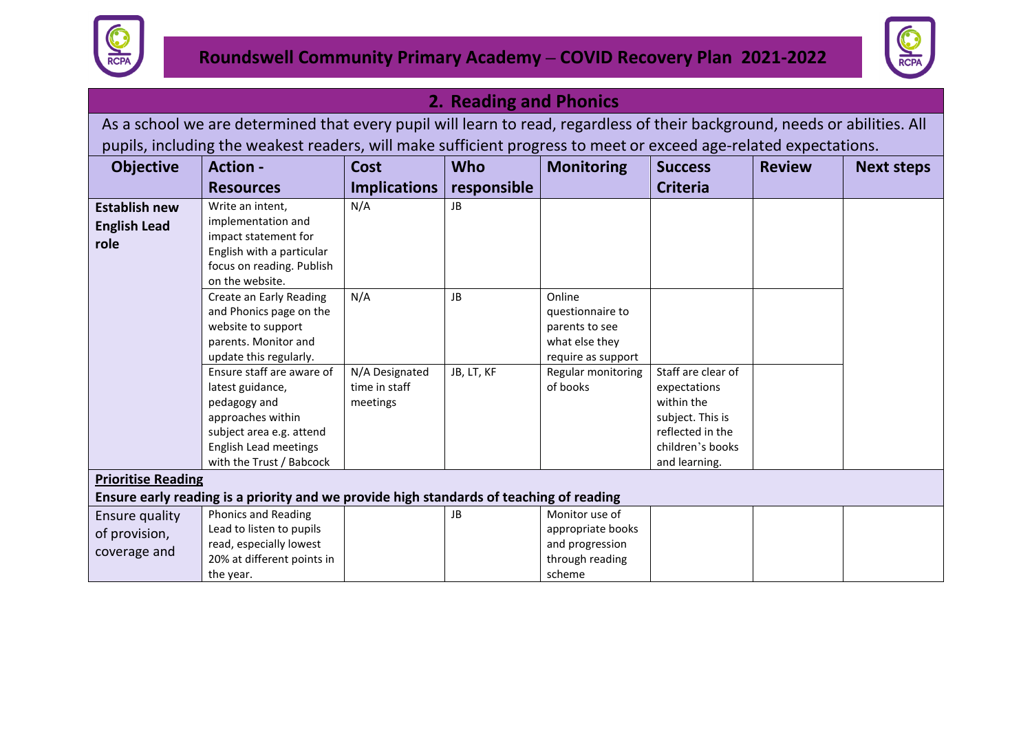# Roundswell Community Primary Academy – COVID Recovery Plan 2021-2022

## 2. Reading and Phonics

As a school we are determined that every pupil will learn to read, regardless of their background, needs or abilities. All pupils, including the weakest readers, will make sufficient progress to meet or exceed age-related expectations.

| Objective | Action - Resources | Cost Implications | Who responsible | Monitoring | Success Criteria | Review | Next steps |
|---|---|---|---|---|---|---|---|
| **Establish new English Lead role** | Write an intent, implementation and impact statement for English with a particular focus on reading. Publish on the website. | N/A | JB | | | | |
| | Create an Early Reading and Phonics page on the website to support parents. Monitor and update this regularly. | N/A | JB | Online questionnaire to parents to see what else they require as support | | | |
| | Ensure staff are aware of latest guidance, pedagogy and approaches within subject area e.g. attend English Lead meetings with the Trust / Babcock | N/A Designated time in staff meetings | JB, LT, KF | Regular monitoring of books | Staff are clear of expectations within the subject. This is reflected in the children's books and learning. | | |
| **<u>Prioritise Reading</u>** **Ensure early reading is a priority and we provide high standards of teaching of reading** | | | | | | | |
| Ensure quality of provision, coverage and | Phonics and Reading Lead to listen to pupils read, especially lowest 20% at different points in the year. | | JB | Monitor use of appropriate books and progression through reading scheme | | | |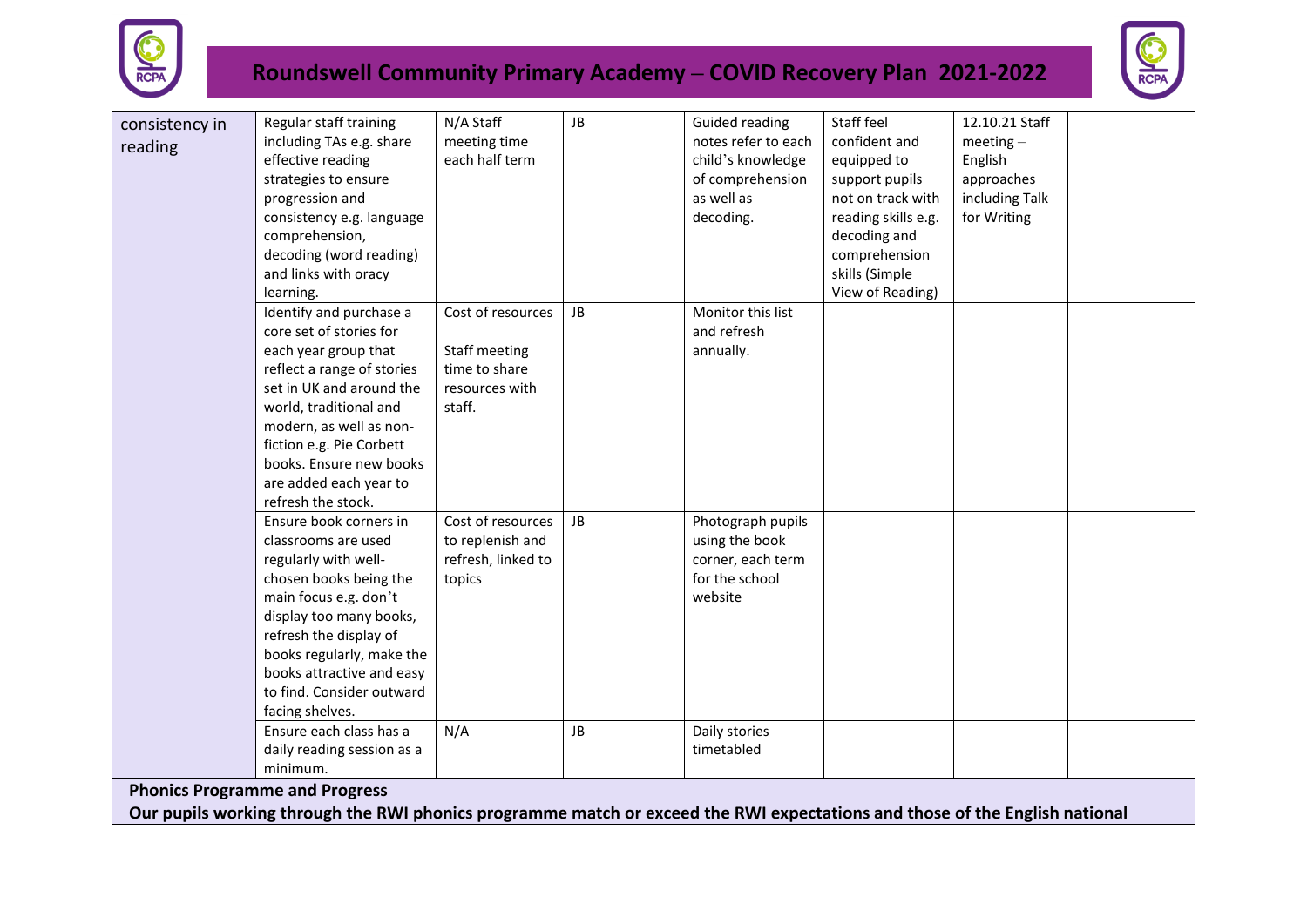| | | | | | | | |
|---|---|---|---|---|---|---|---|
| consistency in reading | Regular staff training including TAs e.g. share effective reading strategies to ensure progression and consistency e.g. language comprehension, decoding (word reading) and links with oracy learning. | N/A Staff meeting time each half term | JB | Guided reading notes refer to each child's knowledge of comprehension as well as decoding. | Staff feel confident and equipped to support pupils not on track with reading skills e.g. decoding and comprehension skills (Simple View of Reading) | 12.10.21 Staff meeting – English approaches including Talk for Writing | |
| | Identify and purchase a core set of stories for each year group that reflect a range of stories set in UK and around the world, traditional and modern, as well as non-fiction e.g. Pie Corbett books. Ensure new books are added each year to refresh the stock. | Cost of resources<br><br>Staff meeting time to share resources with staff. | JB | Monitor this list and refresh annually. | | | |
| | Ensure book corners in classrooms are used regularly with well-chosen books being the main focus e.g. don't display too many books, refresh the display of books regularly, make the books attractive and easy to find. Consider outward facing shelves. | Cost of resources to replenish and refresh, linked to topics | JB | Photograph pupils using the book corner, each term for the school website | | | |
| | Ensure each class has a daily reading session as a minimum. | N/A | JB | Daily stories timetabled | | | |

**Phonics Programme and Progress**

**Our pupils working through the RWI phonics programme match or exceed the RWI expectations and those of the English national**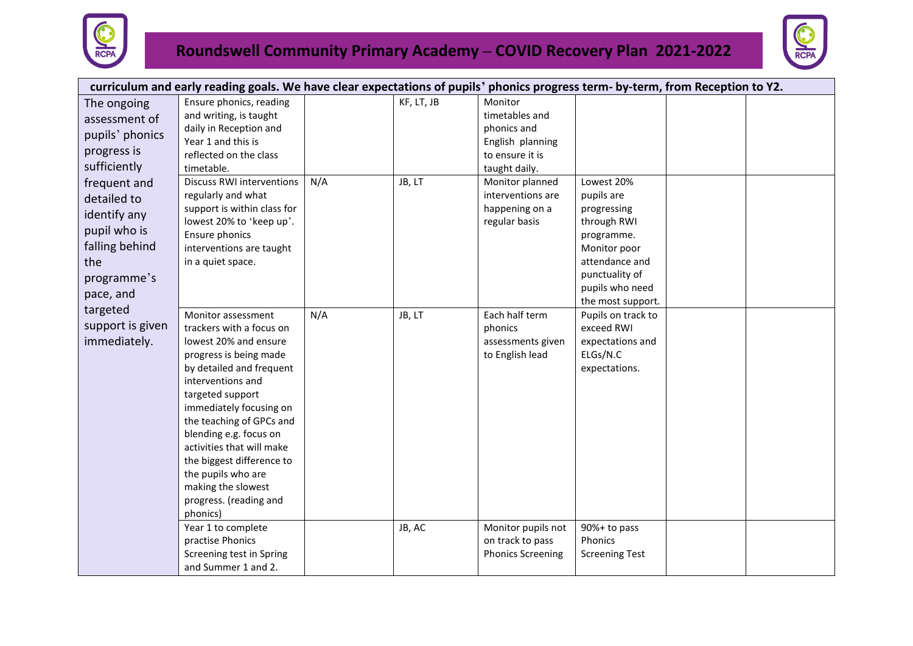| curriculum and early reading goals. We have clear expectations of pupils' phonics progress term- by-term, from Reception to Y2. | | | | | | | |
|---|---|---|---|---|---|---|---|
| The ongoing assessment of pupils' phonics progress is sufficiently frequent and detailed to identify any pupil who is falling behind the programme's pace, and targeted support is given immediately. | Ensure phonics, reading and writing, is taught daily in Reception and Year 1 and this is reflected on the class timetable. | | KF, LT, JB | Monitor timetables and phonics and English planning to ensure it is taught daily. | | | |
| | Discuss RWI interventions regularly and what support is within class for lowest 20% to 'keep up'. Ensure phonics interventions are taught in a quiet space. | N/A | JB, LT | Monitor planned interventions are happening on a regular basis | Lowest 20% pupils are progressing through RWI programme. Monitor poor attendance and punctuality of pupils who need the most support. | | |
| | Monitor assessment trackers with a focus on lowest 20% and ensure progress is being made by detailed and frequent interventions and targeted support immediately focusing on the teaching of GPCs and blending e.g. focus on activities that will make the biggest difference to the pupils who are making the slowest progress. (reading and phonics) | N/A | JB, LT | Each half term phonics assessments given to English lead | Pupils on track to exceed RWI expectations and ELGs/N.C expectations. | | |
| | Year 1 to complete practise Phonics Screening test in Spring and Summer 1 and 2. | | JB, AC | Monitor pupils not on track to pass Phonics Screening | 90%+ to pass Phonics Screening Test | | |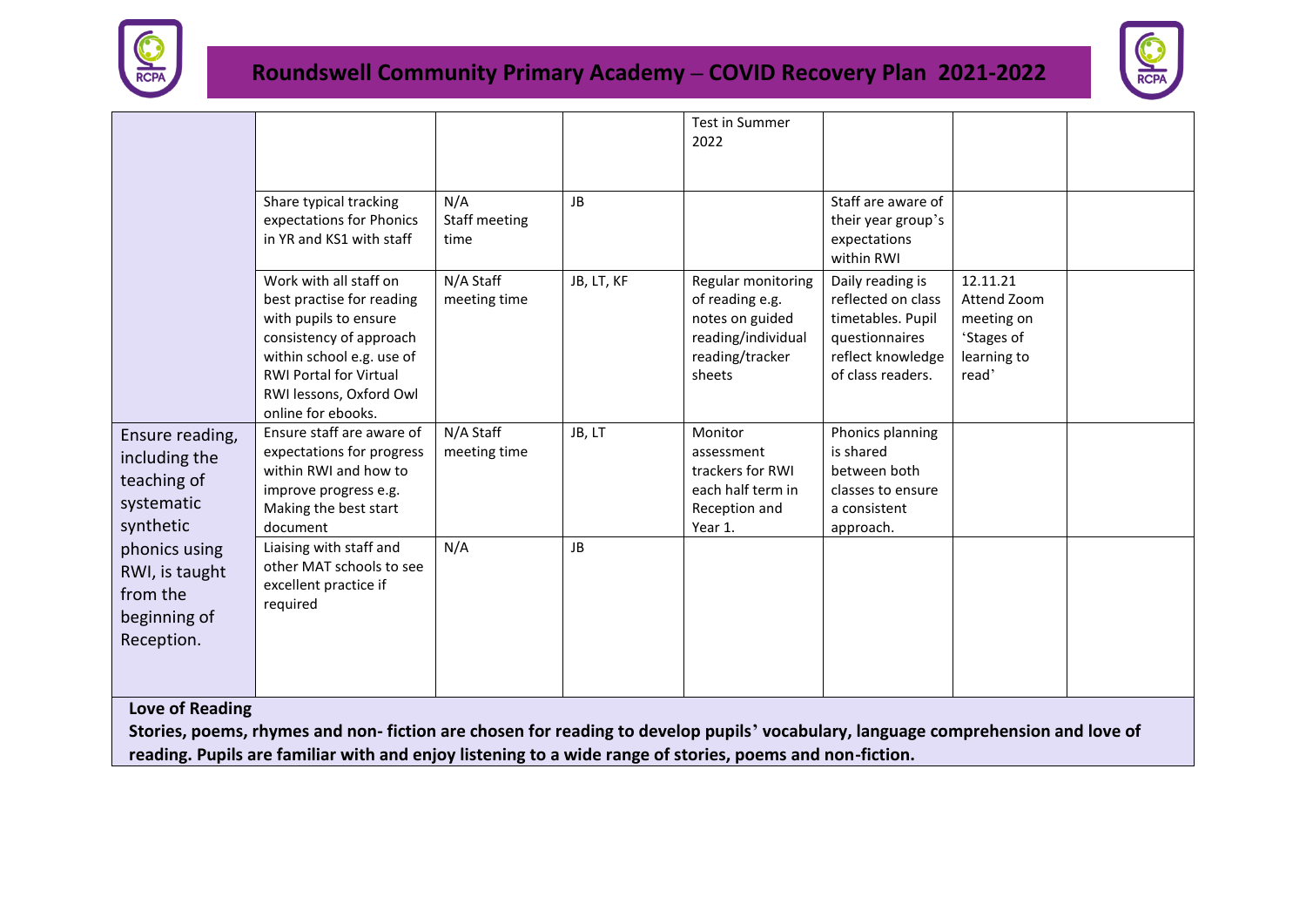| | | | | | | | |
|---|---|---|---|---|---|---|---|
| | | | | Test in Summer 2022 | | | |
| | Share typical tracking expectations for Phonics in YR and KS1 with staff | N/A Staff meeting time | JB | | Staff are aware of their year group's expectations within RWI | | |
| | Work with all staff on best practise for reading with pupils to ensure consistency of approach within school e.g. use of RWI Portal for Virtual RWI lessons, Oxford Owl online for ebooks. | N/A Staff meeting time | JB, LT, KF | Regular monitoring of reading e.g. notes on guided reading/individual reading/tracker sheets | Daily reading is reflected on class timetables. Pupil questionnaires reflect knowledge of class readers. | 12.11.21 Attend Zoom meeting on 'Stages of learning to read' | |
| Ensure reading, including the teaching of systematic synthetic phonics using RWI, is taught from the beginning of Reception. | Ensure staff are aware of expectations for progress within RWI and how to improve progress e.g. Making the best start document | N/A Staff meeting time | JB, LT | Monitor assessment trackers for RWI each half term in Reception and Year 1. | Phonics planning is shared between both classes to ensure a consistent approach. | | |
| | Liaising with staff and other MAT schools to see excellent practice if required | N/A | JB | | | | |

**Love of Reading**

**Stories, poems, rhymes and non- fiction are chosen for reading to develop pupils' vocabulary, language comprehension and love of reading. Pupils are familiar with and enjoy listening to a wide range of stories, poems and non-fiction.**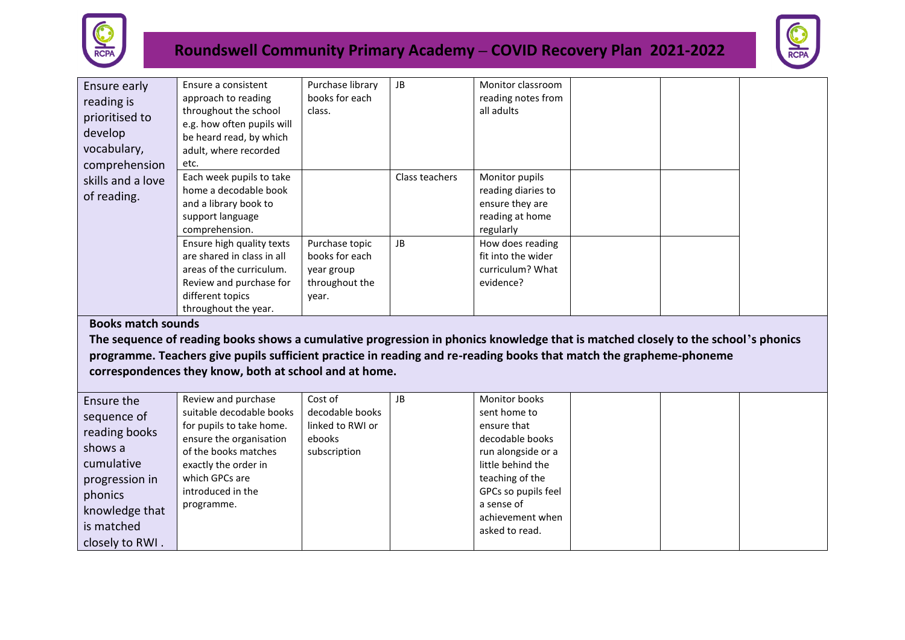# Roundswell Community Primary Academy – COVID Recovery Plan 2021-2022

| | | | | | | | |
|---|---|---|---|---|---|---|---|
| Ensure early reading is prioritised to develop vocabulary, comprehension skills and a love of reading. | Ensure a consistent approach to reading throughout the school e.g. how often pupils will be heard read, by which adult, where recorded etc. | Purchase library books for each class. | JB | Monitor classroom reading notes from all adults | | | |
| | Each week pupils to take home a decodable book and a library book to support language comprehension. | | Class teachers | Monitor pupils reading diaries to ensure they are reading at home regularly | | | |
| | Ensure high quality texts are shared in class in all areas of the curriculum. Review and purchase for different topics throughout the year. | Purchase topic books for each year group throughout the year. | JB | How does reading fit into the wider curriculum? What evidence? | | | |

**Books match sounds**

**The sequence of reading books shows a cumulative progression in phonics knowledge that is matched closely to the school's phonics programme. Teachers give pupils sufficient practice in reading and re-reading books that match the grapheme-phoneme correspondences they know, both at school and at home.**

| | | | | | | | |
|---|---|---|---|---|---|---|---|
| Ensure the sequence of reading books shows a cumulative progression in phonics knowledge that is matched closely to RWI . | Review and purchase suitable decodable books for pupils to take home. ensure the organisation of the books matches exactly the order in which GPCs are introduced in the programme. | Cost of decodable books linked to RWI or ebooks subscription | JB | Monitor books sent home to ensure that decodable books run alongside or a little behind the teaching of the GPCs so pupils feel a sense of achievement when asked to read. | | | |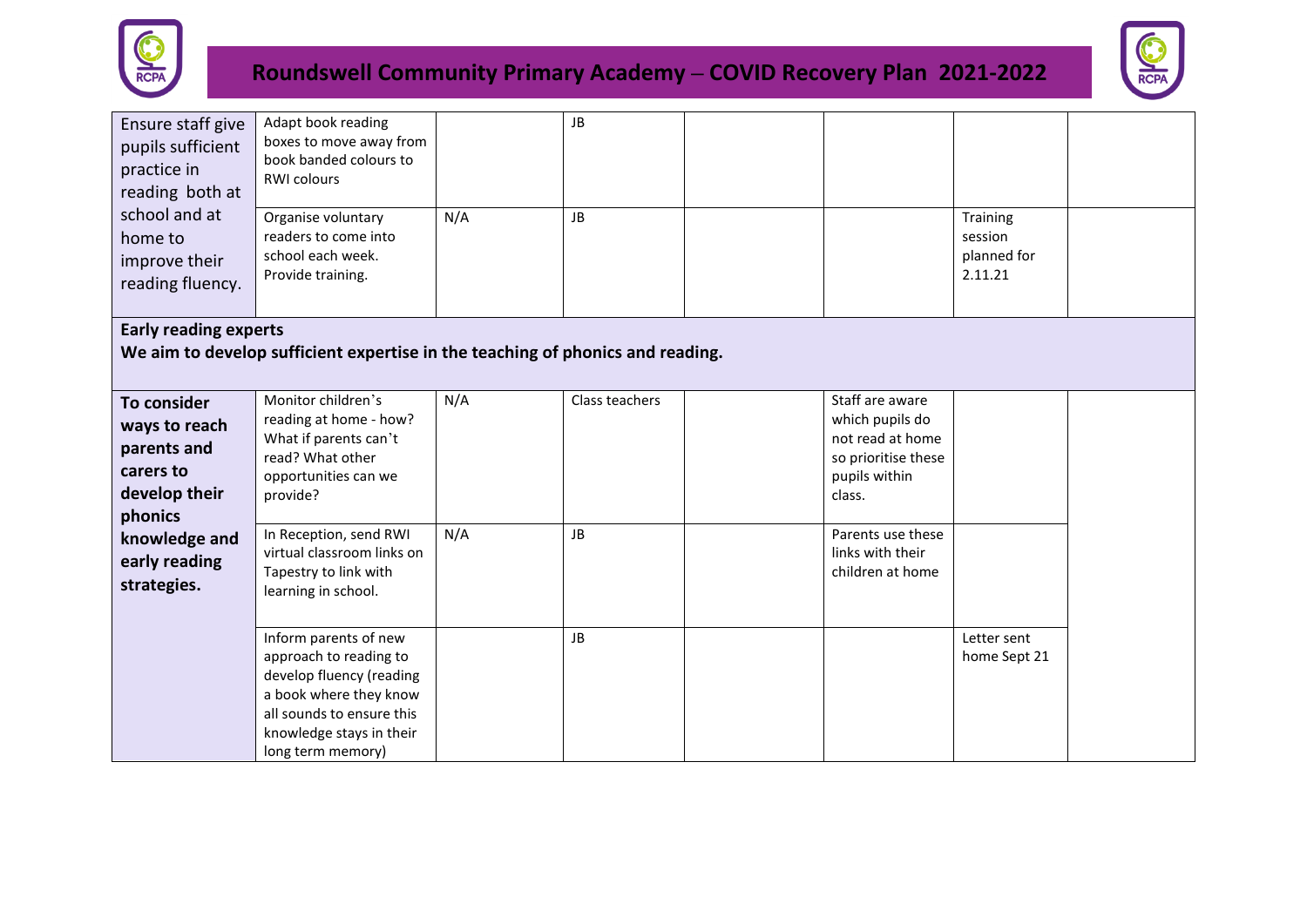# Roundswell Community Primary Academy – COVID Recovery Plan 2021-2022

| | | | | | | | |
|---|---|---|---|---|---|---|---|
| Ensure staff give pupils sufficient practice in reading both at school and at home to improve their reading fluency. | Adapt book reading boxes to move away from book banded colours to RWI colours | | JB | | | | |
| | Organise voluntary readers to come into school each week. Provide training. | N/A | JB | | | Training session planned for 2.11.21 | |
| **Early reading experts**<br>**We aim to develop sufficient expertise in the teaching of phonics and reading.** | | | | | | | |
| **To consider ways to reach parents and carers to develop their phonics knowledge and early reading strategies.** | Monitor children's reading at home - how? What if parents can't read? What other opportunities can we provide? | N/A | Class teachers | | Staff are aware which pupils do not read at home so prioritise these pupils within class. | | |
| | In Reception, send RWI virtual classroom links on Tapestry to link with learning in school. | N/A | JB | | Parents use these links with their children at home | | |
| | Inform parents of new approach to reading to develop fluency (reading a book where they know all sounds to ensure this knowledge stays in their long term memory) | | JB | | | Letter sent home Sept 21 | |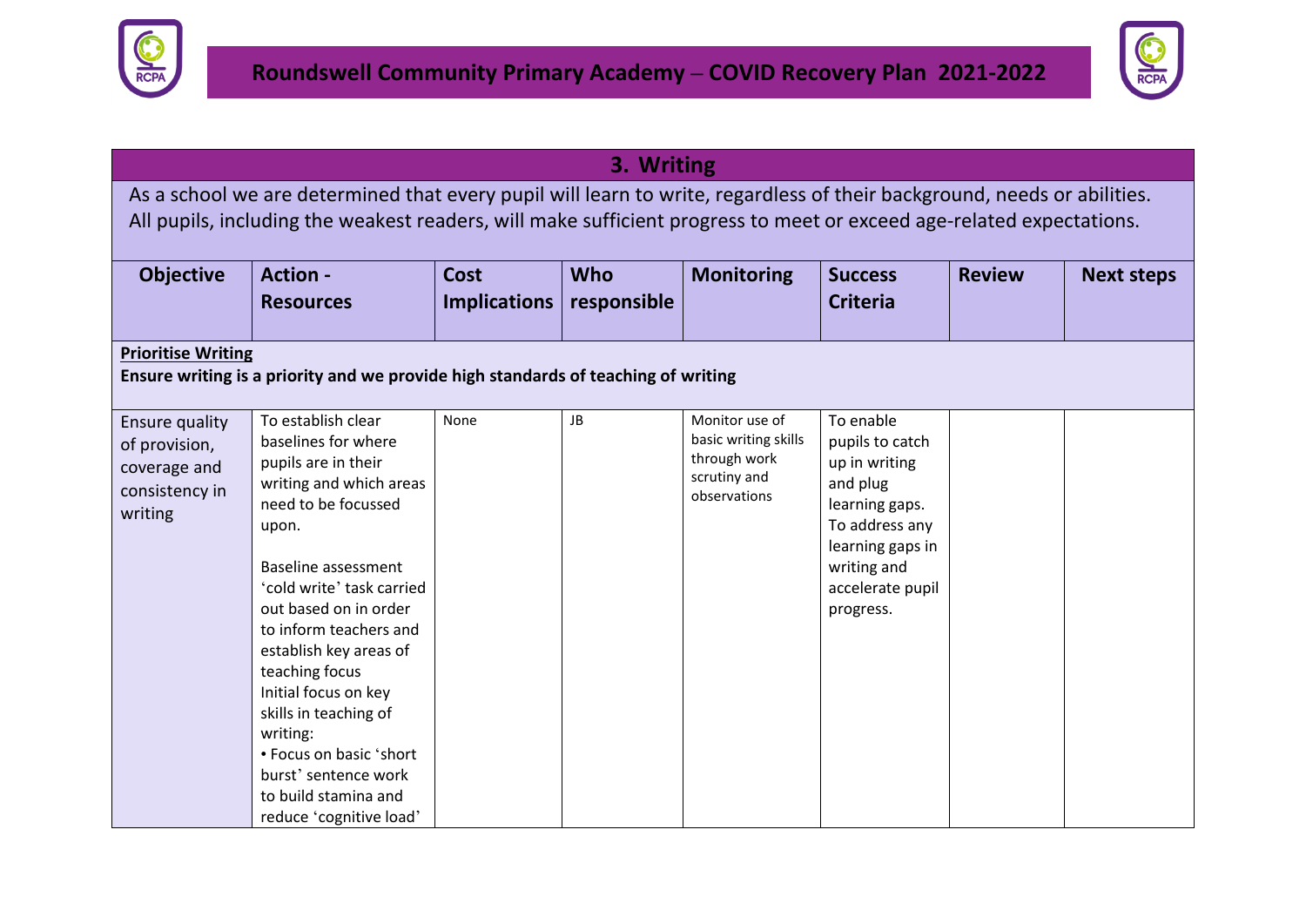## 3. Writing

As a school we are determined that every pupil will learn to write, regardless of their background, needs or abilities. All pupils, including the weakest readers, will make sufficient progress to meet or exceed age-related expectations.

| Objective | Action - Resources | Cost Implications | Who responsible | Monitoring | Success Criteria | Review | Next steps |
|---|---|---|---|---|---|---|---|
| **Prioritise Writing**<br>**Ensure writing is a priority and we provide high standards of teaching of writing** | | | | | | | |
| Ensure quality of provision, coverage and consistency in writing | To establish clear baselines for where pupils are in their writing and which areas need to be focussed upon.<br><br>Baseline assessment 'cold write' task carried out based on in order to inform teachers and establish key areas of teaching focus<br>Initial focus on key skills in teaching of writing:<br>• Focus on basic 'short burst' sentence work to build stamina and reduce 'cognitive load' | None | JB | Monitor use of basic writing skills through work scrutiny and observations | To enable pupils to catch up in writing and plug learning gaps.<br>To address any learning gaps in writing and accelerate pupil progress. | | |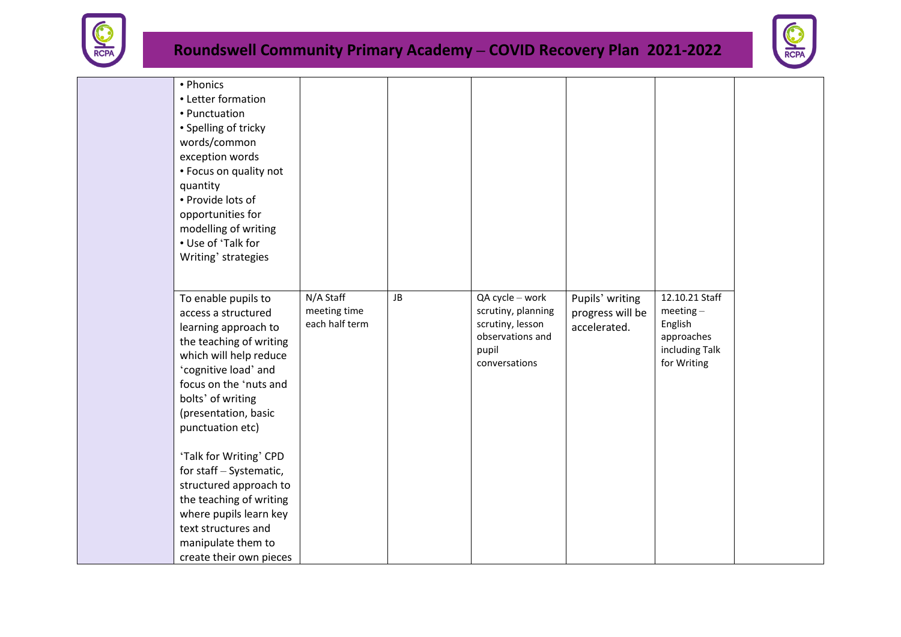| | | | | | | | |
|---|---|---|---|---|---|---|---|
| | • Phonics<br>• Letter formation<br>• Punctuation<br>• Spelling of tricky words/common exception words<br>• Focus on quality not quantity<br>• Provide lots of opportunities for modelling of writing<br>• Use of 'Talk for Writing' strategies | | | | | | |
| | To enable pupils to access a structured learning approach to the teaching of writing which will help reduce 'cognitive load' and focus on the 'nuts and bolts' of writing (presentation, basic punctuation etc)<br><br>'Talk for Writing' CPD for staff – Systematic, structured approach to the teaching of writing where pupils learn key text structures and manipulate them to create their own pieces | N/A Staff meeting time each half term | JB | QA cycle – work scrutiny, planning scrutiny, lesson observations and pupil conversations | Pupils' writing progress will be accelerated. | 12.10.21 Staff meeting – English approaches including Talk for Writing | |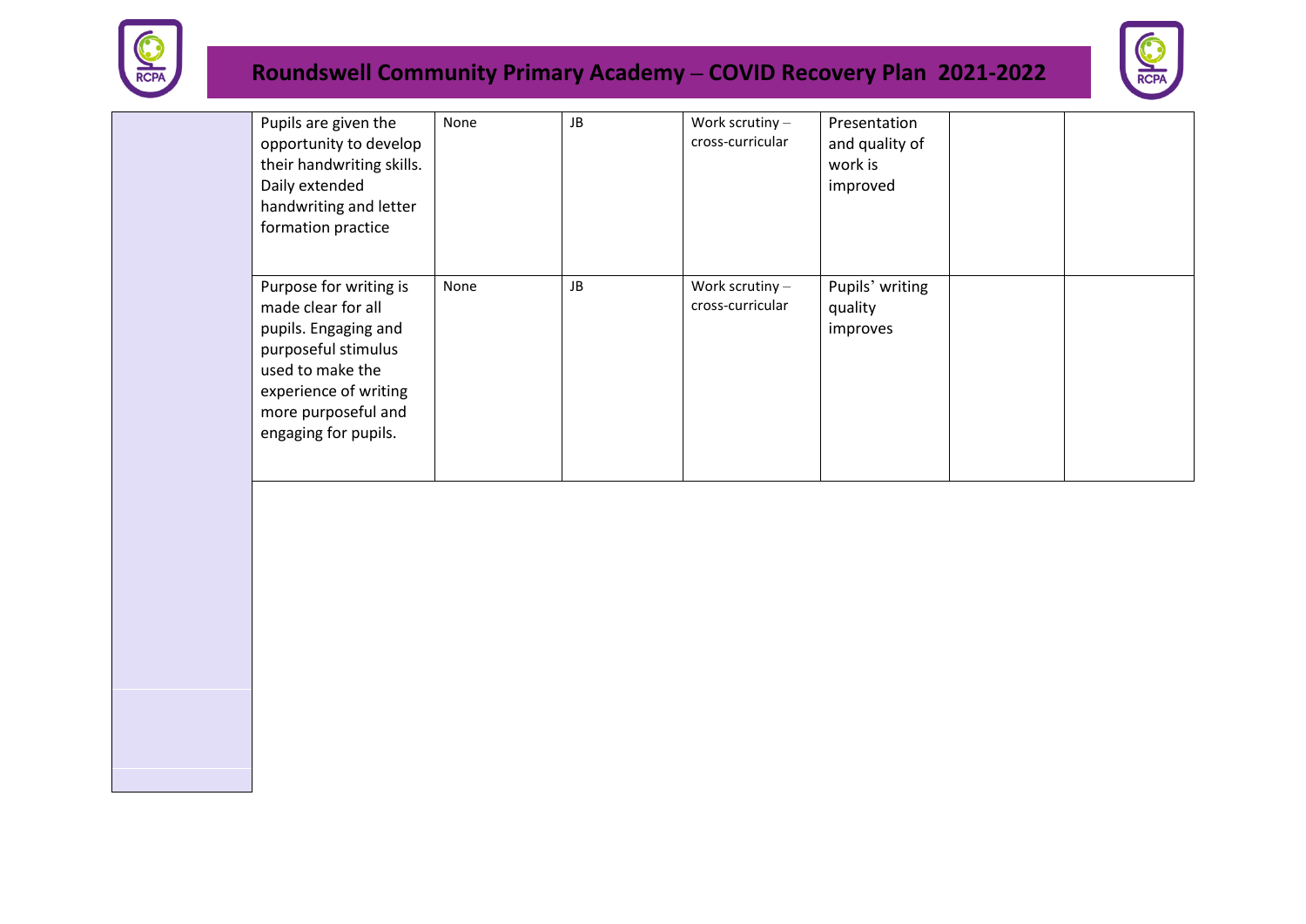| | | | | | | | |
|---|---|---|---|---|---|---|---|
| | Pupils are given the opportunity to develop their handwriting skills. Daily extended handwriting and letter formation practice | None | JB | Work scrutiny – cross-curricular | Presentation and quality of work is improved | | |
| | Purpose for writing is made clear for all pupils. Engaging and purposeful stimulus used to make the experience of writing more purposeful and engaging for pupils. | None | JB | Work scrutiny – cross-curricular | Pupils' writing quality improves | | |